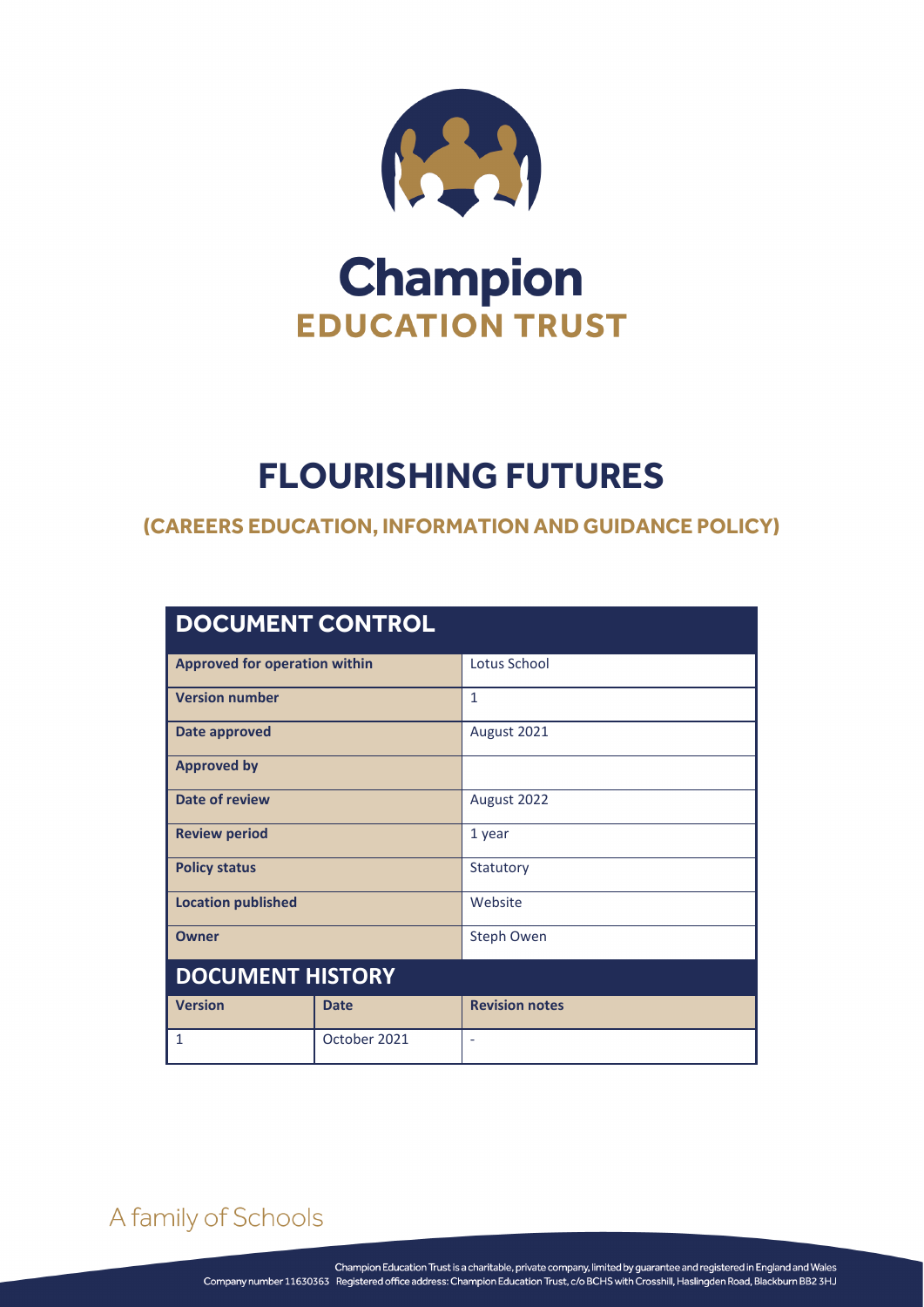# Champion EDUCATION TRUST

# FLOURISHING FUTURES

## (CAREERS EDUCATION, INFORMATION AND GUIDANCE POLICY)

| DOCUMENT CONTROL | | |
|---|---|---|
| **Approved for operation within** | | Lotus School |
| **Version number** | | 1 |
| **Date approved** | | August 2021 |
| **Approved by** | | |
| **Date of review** | | August 2022 |
| **Review period** | | 1 year |
| **Policy status** | | Statutory |
| **Location published** | | Website |
| **Owner** | | Steph Owen |
| **DOCUMENT HISTORY** | | |
| **Version** | **Date** | **Revision notes** |
| 1 | October 2021 | - |

A family of Schools

Champion Education Trust is a charitable, private company, limited by guarantee and registered in England and Wales
Company number 11630363 Registered office address: Champion Education Trust, c/o BCHS with Crosshill, Haslingden Road, Blackburn BB2 3HJ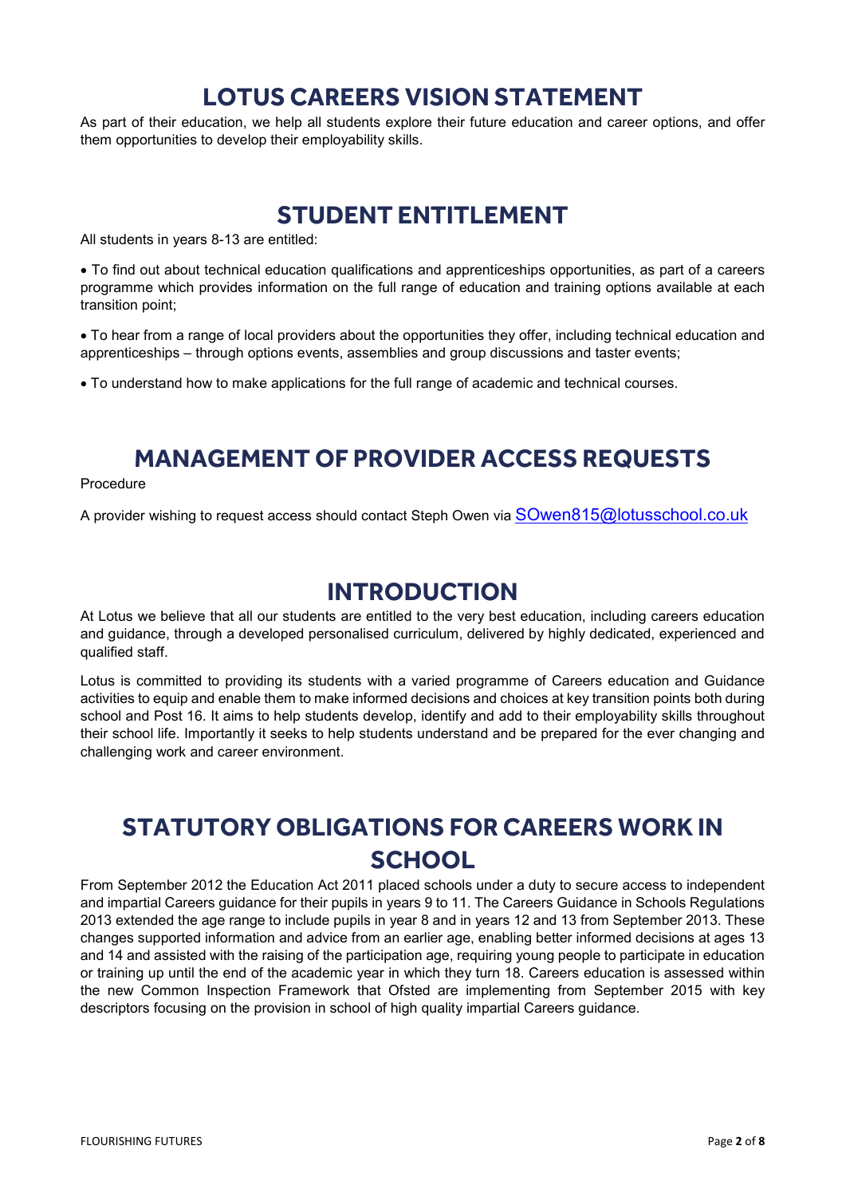# LOTUS CAREERS VISION STATEMENT

As part of their education, we help all students explore their future education and career options, and offer them opportunities to develop their employability skills.

# STUDENT ENTITLEMENT

All students in years 8-13 are entitled:

- To find out about technical education qualifications and apprenticeships opportunities, as part of a careers programme which provides information on the full range of education and training options available at each transition point;
- To hear from a range of local providers about the opportunities they offer, including technical education and apprenticeships – through options events, assemblies and group discussions and taster events;
- To understand how to make applications for the full range of academic and technical courses.

# MANAGEMENT OF PROVIDER ACCESS REQUESTS

Procedure

A provider wishing to request access should contact Steph Owen via SOwen815@lotusschool.co.uk

# INTRODUCTION

At Lotus we believe that all our students are entitled to the very best education, including careers education and guidance, through a developed personalised curriculum, delivered by highly dedicated, experienced and qualified staff.

Lotus is committed to providing its students with a varied programme of Careers education and Guidance activities to equip and enable them to make informed decisions and choices at key transition points both during school and Post 16. It aims to help students develop, identify and add to their employability skills throughout their school life. Importantly it seeks to help students understand and be prepared for the ever changing and challenging work and career environment.

# STATUTORY OBLIGATIONS FOR CAREERS WORK IN SCHOOL

From September 2012 the Education Act 2011 placed schools under a duty to secure access to independent and impartial Careers guidance for their pupils in years 9 to 11. The Careers Guidance in Schools Regulations 2013 extended the age range to include pupils in year 8 and in years 12 and 13 from September 2013. These changes supported information and advice from an earlier age, enabling better informed decisions at ages 13 and 14 and assisted with the raising of the participation age, requiring young people to participate in education or training up until the end of the academic year in which they turn 18. Careers education is assessed within the new Common Inspection Framework that Ofsted are implementing from September 2015 with key descriptors focusing on the provision in school of high quality impartial Careers guidance.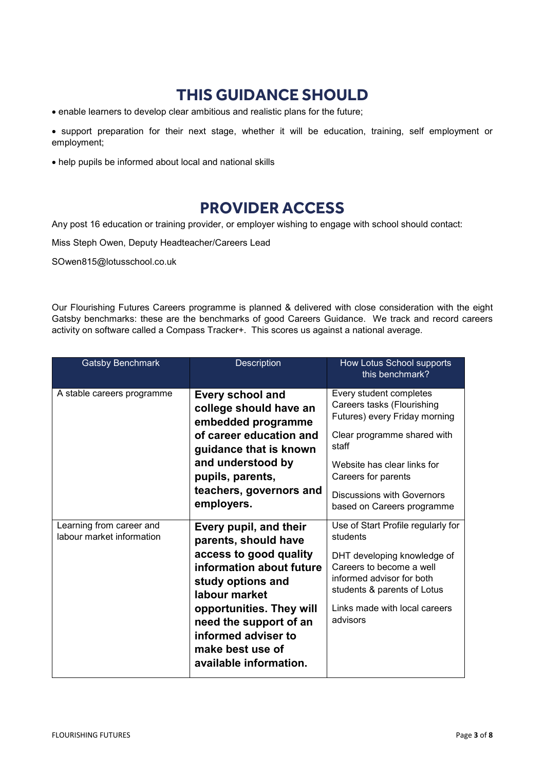## THIS GUIDANCE SHOULD

- enable learners to develop clear ambitious and realistic plans for the future;
- support preparation for their next stage, whether it will be education, training, self employment or employment;
- help pupils be informed about local and national skills

## PROVIDER ACCESS

Any post 16 education or training provider, or employer wishing to engage with school should contact:

Miss Steph Owen, Deputy Headteacher/Careers Lead

SOwen815@lotusschool.co.uk

Our Flourishing Futures Careers programme is planned & delivered with close consideration with the eight Gatsby benchmarks: these are the benchmarks of good Careers Guidance. We track and record careers activity on software called a Compass Tracker+. This scores us against a national average.

| Gatsby Benchmark | Description | How Lotus School supports this benchmark? |
|---|---|---|
| A stable careers programme | **Every school and college should have an embedded programme of career education and guidance that is known and understood by pupils, parents, teachers, governors and employers.** | Every student completes Careers tasks (Flourishing Futures) every Friday morning<br><br>Clear programme shared with staff<br><br>Website has clear links for Careers for parents<br><br>Discussions with Governors based on Careers programme |
| Learning from career and labour market information | **Every pupil, and their parents, should have access to good quality information about future study options and labour market opportunities. They will need the support of an informed adviser to make best use of available information.** | Use of Start Profile regularly for students<br><br>DHT developing knowledge of Careers to become a well informed advisor for both students & parents of Lotus<br><br>Links made with local careers advisors |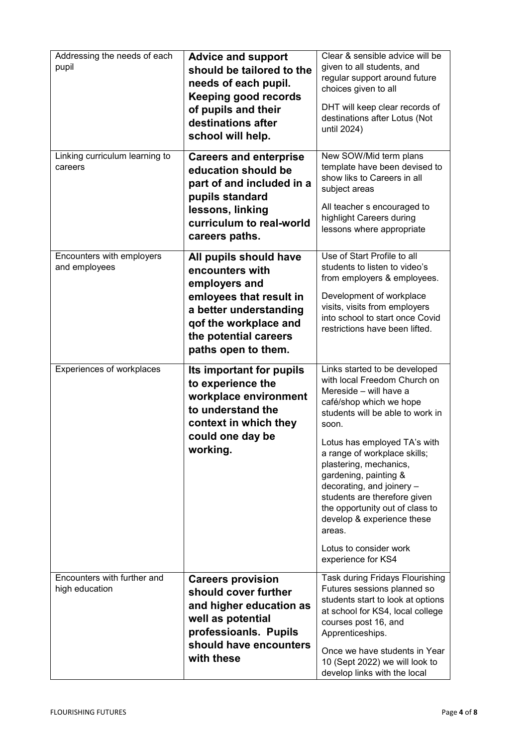| | | |
|---|---|---|
| Addressing the needs of each pupil | **Advice and support should be tailored to the needs of each pupil. Keeping good records of pupils and their destinations after school will help.** | Clear & sensible advice will be given to all students, and regular support around future choices given to all<br><br>DHT will keep clear records of destinations after Lotus (Not until 2024) |
| Linking curriculum learning to careers | **Careers and enterprise education should be part of and included in a pupils standard lessons, linking curriculum to real-world careers paths.** | New SOW/Mid term plans template have been devised to show liks to Careers in all subject areas<br><br>All teacher s encouraged to highlight Careers during lessons where appropriate |
| Encounters with employers and employees | **All pupils should have encounters with employers and emloyees that result in a better understanding qof the workplace and the potential careers paths open to them.** | Use of Start Profile to all students to listen to video's from employers & employees.<br><br>Development of workplace visits, visits from employers into school to start once Covid restrictions have been lifted. |
| Experiences of workplaces | **Its important for pupils to experience the workplace environment to understand the context in which they could one day be working.** | Links started to be developed with local Freedom Church on Mereside – will have a café/shop which we hope students will be able to work in soon.<br><br>Lotus has employed TA's with a range of workplace skills; plastering, mechanics, gardening, painting & decorating, and joinery – students are therefore given the opportunity out of class to develop & experience these areas.<br><br>Lotus to consider work experience for KS4 |
| Encounters with further and high education | **Careers provision should cover further and higher education as well as potential professioanls. Pupils should have encounters with these** | Task during Fridays Flourishing Futures sessions planned so students start to look at options at school for KS4, local college courses post 16, and Apprenticeships.<br><br>Once we have students in Year 10 (Sept 2022) we will look to develop links with the local |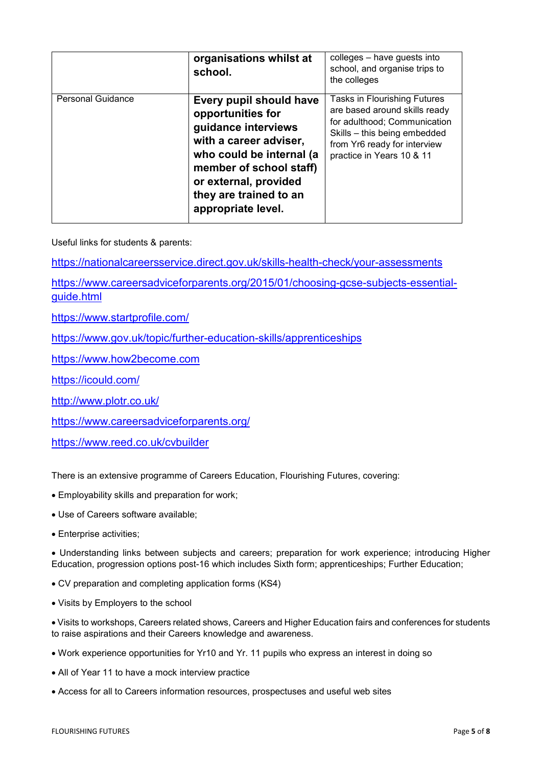|  | **organisations whilst at school.** | colleges – have guests into school, and organise trips to the colleges |
|---|---|---|
| Personal Guidance | **Every pupil should have opportunities for guidance interviews with a career adviser, who could be internal (a member of school staff) or external, provided they are trained to an appropriate level.** | Tasks in Flourishing Futures are based around skills ready for adulthood; Communication Skills – this being embedded from Yr6 ready for interview practice in Years 10 & 11 |

Useful links for students & parents:

https://nationalcareersservice.direct.gov.uk/skills-health-check/your-assessments

https://www.careersadviceforparents.org/2015/01/choosing-gcse-subjects-essential-guide.html

https://www.startprofile.com/

https://www.gov.uk/topic/further-education-skills/apprenticeships

https://www.how2become.com

https://icould.com/

http://www.plotr.co.uk/

https://www.careersadviceforparents.org/

https://www.reed.co.uk/cvbuilder

There is an extensive programme of Careers Education, Flourishing Futures, covering:

- Employability skills and preparation for work;
- Use of Careers software available;
- Enterprise activities;
- Understanding links between subjects and careers; preparation for work experience; introducing Higher Education, progression options post-16 which includes Sixth form; apprenticeships; Further Education;
- CV preparation and completing application forms (KS4)
- Visits by Employers to the school
- Visits to workshops, Careers related shows, Careers and Higher Education fairs and conferences for students to raise aspirations and their Careers knowledge and awareness.
- Work experience opportunities for Yr10 and Yr. 11 pupils who express an interest in doing so
- All of Year 11 to have a mock interview practice
- Access for all to Careers information resources, prospectuses and useful web sites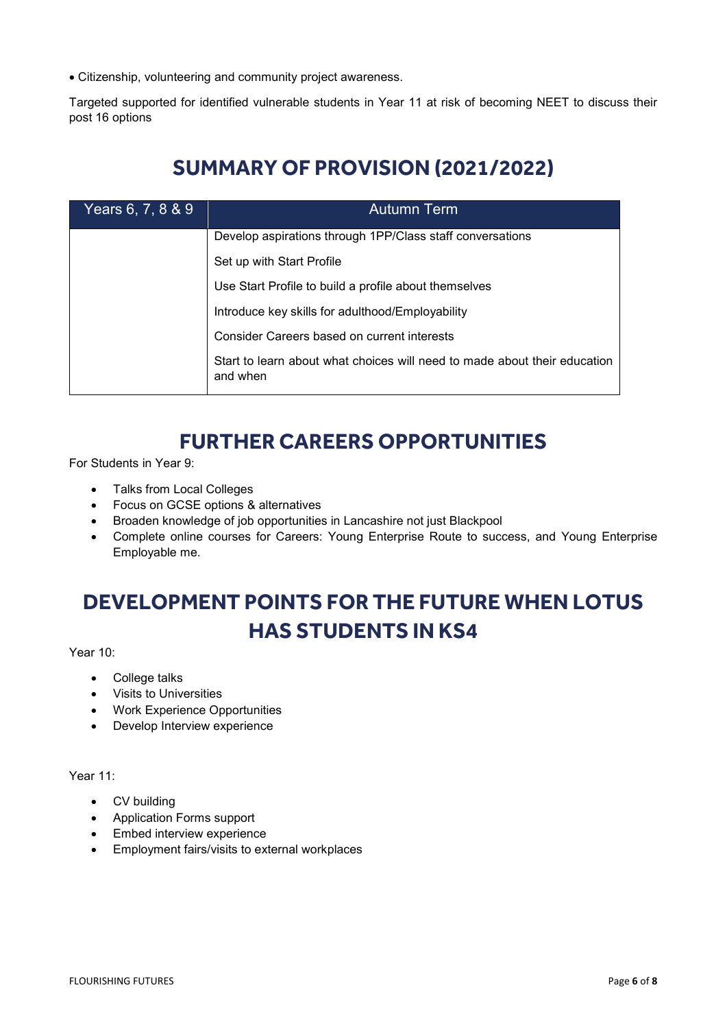- Citizenship, volunteering and community project awareness.

Targeted supported for identified vulnerable students in Year 11 at risk of becoming NEET to discuss their post 16 options

# SUMMARY OF PROVISION (2021/2022)

| Years 6, 7, 8 & 9 | Autumn Term |
|---|---|
| | Develop aspirations through 1PP/Class staff conversations |
| | Set up with Start Profile |
| | Use Start Profile to build a profile about themselves |
| | Introduce key skills for adulthood/Employability |
| | Consider Careers based on current interests |
| | Start to learn about what choices will need to made about their education and when |

# FURTHER CAREERS OPPORTUNITIES

For Students in Year 9:

- Talks from Local Colleges
- Focus on GCSE options & alternatives
- Broaden knowledge of job opportunities in Lancashire not just Blackpool
- Complete online courses for Careers: Young Enterprise Route to success, and Young Enterprise Employable me.

# DEVELOPMENT POINTS FOR THE FUTURE WHEN LOTUS HAS STUDENTS IN KS4

Year 10:

- College talks
- Visits to Universities
- Work Experience Opportunities
- Develop Interview experience

Year 11:

- CV building
- Application Forms support
- Embed interview experience
- Employment fairs/visits to external workplaces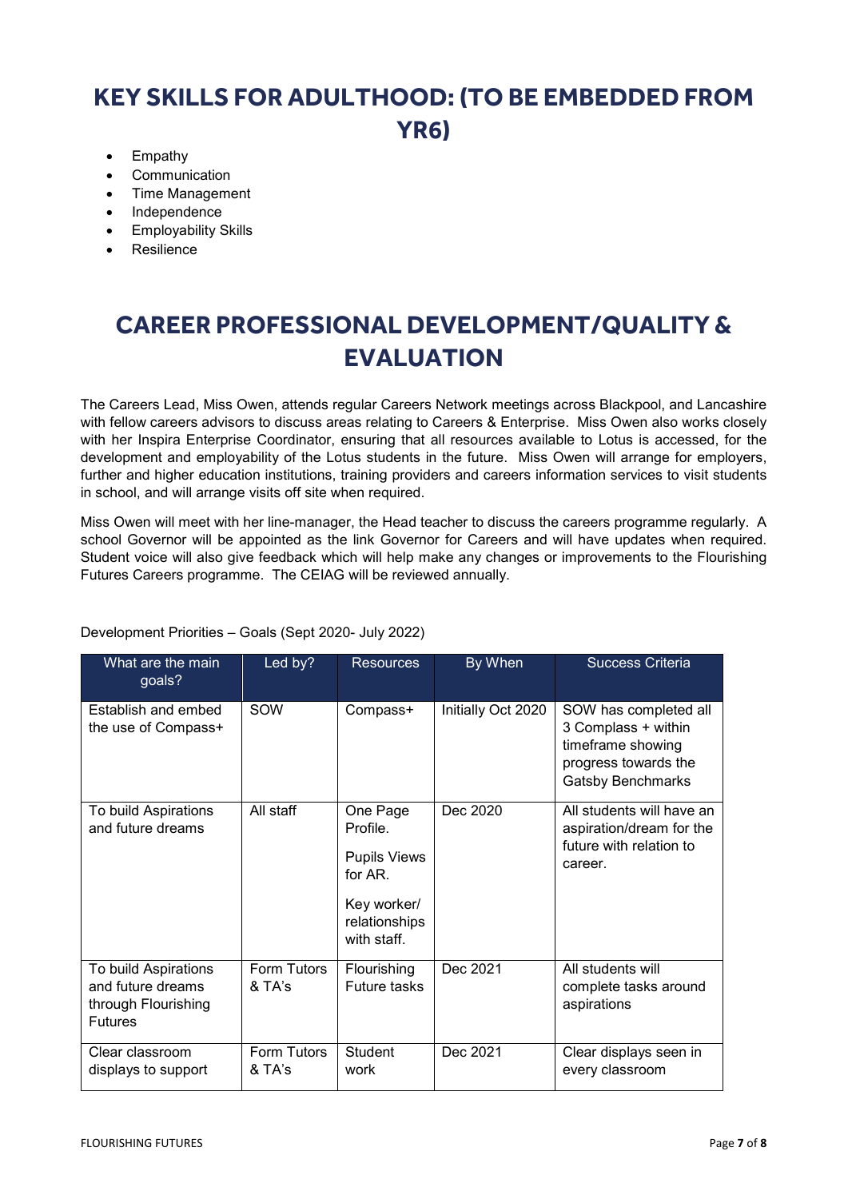# KEY SKILLS FOR ADULTHOOD: (TO BE EMBEDDED FROM YR6)

- Empathy
- Communication
- Time Management
- Independence
- Employability Skills
- Resilience

# CAREER PROFESSIONAL DEVELOPMENT/QUALITY & EVALUATION

The Careers Lead, Miss Owen, attends regular Careers Network meetings across Blackpool, and Lancashire with fellow careers advisors to discuss areas relating to Careers & Enterprise. Miss Owen also works closely with her Inspira Enterprise Coordinator, ensuring that all resources available to Lotus is accessed, for the development and employability of the Lotus students in the future. Miss Owen will arrange for employers, further and higher education institutions, training providers and careers information services to visit students in school, and will arrange visits off site when required.

Miss Owen will meet with her line-manager, the Head teacher to discuss the careers programme regularly. A school Governor will be appointed as the link Governor for Careers and will have updates when required. Student voice will also give feedback which will help make any changes or improvements to the Flourishing Futures Careers programme. The CEIAG will be reviewed annually.

Development Priorities – Goals (Sept 2020- July 2022)

| What are the main goals? | Led by? | Resources | By When | Success Criteria |
|---|---|---|---|---|
| Establish and embed the use of Compass+ | SOW | Compass+ | Initially Oct 2020 | SOW has completed all 3 Complass + within timeframe showing progress towards the Gatsby Benchmarks |
| To build Aspirations and future dreams | All staff | One Page Profile. Pupils Views for AR. Key worker/ relationships with staff. | Dec 2020 | All students will have an aspiration/dream for the future with relation to career. |
| To build Aspirations and future dreams through Flourishing Futures | Form Tutors & TA's | Flourishing Future tasks | Dec 2021 | All students will complete tasks around aspirations |
| Clear classroom displays to support | Form Tutors & TA's | Student work | Dec 2021 | Clear displays seen in every classroom |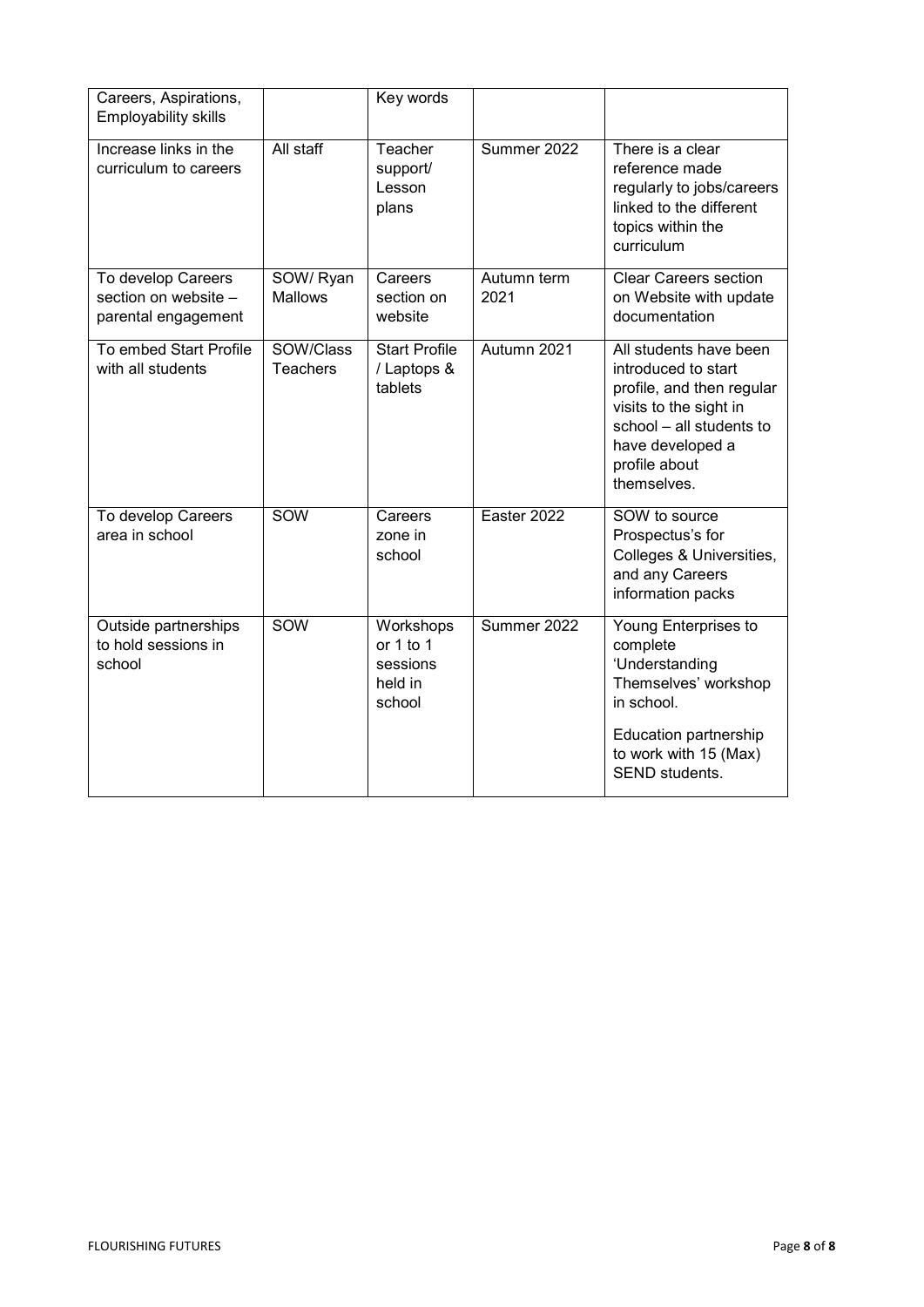| | | | | |
|---|---|---|---|---|
| Careers, Aspirations, Employability skills | | Key words | | |
| Increase links in the curriculum to careers | All staff | Teacher support/ Lesson plans | Summer 2022 | There is a clear reference made regularly to jobs/careers linked to the different topics within the curriculum |
| To develop Careers section on website – parental engagement | SOW/ Ryan Mallows | Careers section on website | Autumn term 2021 | Clear Careers section on Website with update documentation |
| To embed Start Profile with all students | SOW/Class Teachers | Start Profile / Laptops & tablets | Autumn 2021 | All students have been introduced to start profile, and then regular visits to the sight in school – all students to have developed a profile about themselves. |
| To develop Careers area in school | SOW | Careers zone in school | Easter 2022 | SOW to source Prospectus's for Colleges & Universities, and any Careers information packs |
| Outside partnerships to hold sessions in school | SOW | Workshops or 1 to 1 sessions held in school | Summer 2022 | Young Enterprises to complete 'Understanding Themselves' workshop in school.<br><br>Education partnership to work with 15 (Max) SEND students. |